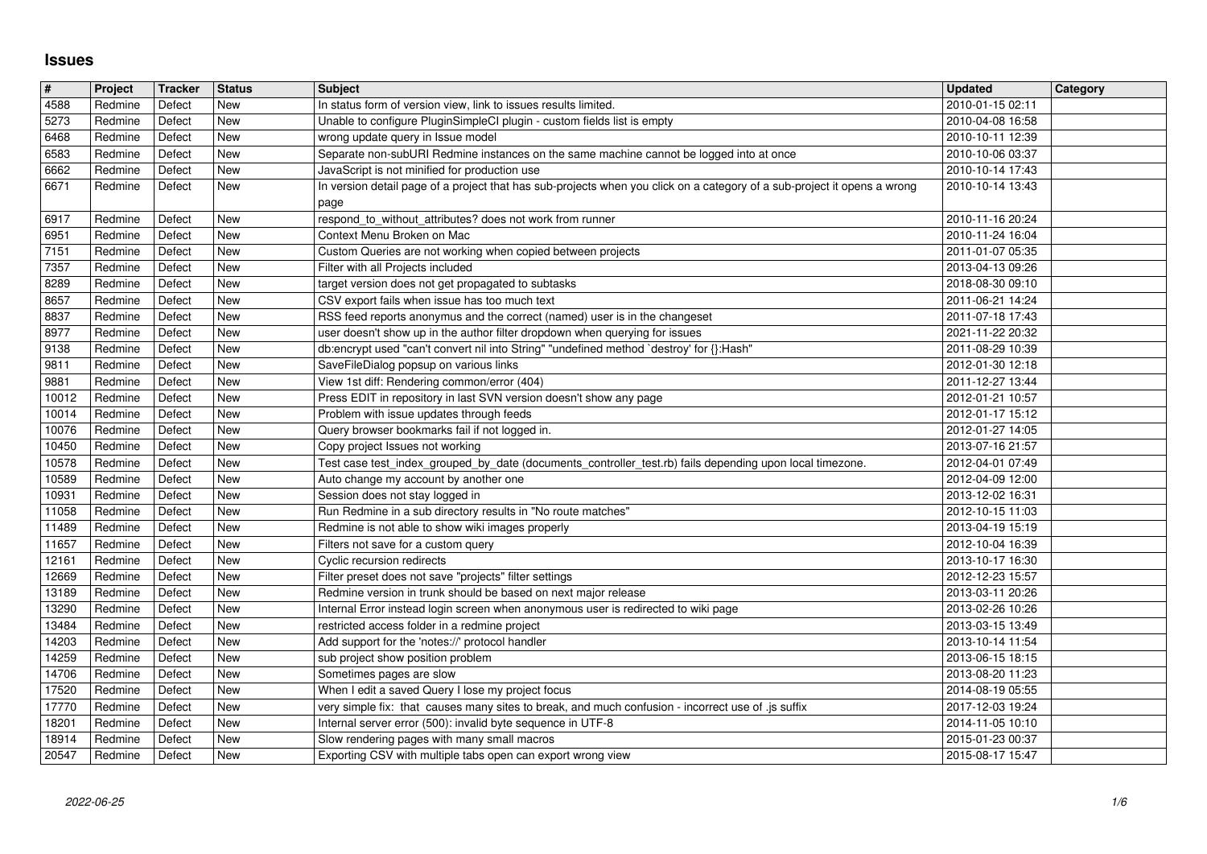# Issues

| # | Project | Tracker | Status | Subject | Updated | Category |
|---|---|---|---|---|---|---|
| 4588 | Redmine | Defect | New | In status form of version view, link to issues results limited. | 2010-01-15 02:11 | |
| 5273 | Redmine | Defect | New | Unable to configure PluginSimpleCI plugin - custom fields list is empty | 2010-04-08 16:58 | |
| 6468 | Redmine | Defect | New | wrong update query in Issue model | 2010-10-11 12:39 | |
| 6583 | Redmine | Defect | New | Separate non-subURI Redmine instances on the same machine cannot be logged into at once | 2010-10-06 03:37 | |
| 6662 | Redmine | Defect | New | JavaScript is not minified for production use | 2010-10-14 17:43 | |
| 6671 | Redmine | Defect | New | In version detail page of a project that has sub-projects when you click on a category of a sub-project it opens a wrong page | 2010-10-14 13:43 | |
| 6917 | Redmine | Defect | New | respond_to_without_attributes? does not work from runner | 2010-11-16 20:24 | |
| 6951 | Redmine | Defect | New | Context Menu Broken on Mac | 2010-11-24 16:04 | |
| 7151 | Redmine | Defect | New | Custom Queries are not working when copied between projects | 2011-01-07 05:35 | |
| 7357 | Redmine | Defect | New | Filter with all Projects included | 2013-04-13 09:26 | |
| 8289 | Redmine | Defect | New | target version does not get propagated to subtasks | 2018-08-30 09:10 | |
| 8657 | Redmine | Defect | New | CSV export fails when issue has too much text | 2011-06-21 14:24 | |
| 8837 | Redmine | Defect | New | RSS feed reports anonymus and the correct (named) user is in the changeset | 2011-07-18 17:43 | |
| 8977 | Redmine | Defect | New | user doesn't show up in the author filter dropdown when querying for issues | 2021-11-22 20:32 | |
| 9138 | Redmine | Defect | New | db:encrypt used "can't convert nil into String" "undefined method `destroy' for {}:Hash" | 2011-08-29 10:39 | |
| 9811 | Redmine | Defect | New | SaveFileDialog popsup on various links | 2012-01-30 12:18 | |
| 9881 | Redmine | Defect | New | View 1st diff: Rendering common/error (404) | 2011-12-27 13:44 | |
| 10012 | Redmine | Defect | New | Press EDIT in repository in last SVN version doesn't show any page | 2012-01-21 10:57 | |
| 10014 | Redmine | Defect | New | Problem with issue updates through feeds | 2012-01-17 15:12 | |
| 10076 | Redmine | Defect | New | Query browser bookmarks fail if not logged in. | 2012-01-27 14:05 | |
| 10450 | Redmine | Defect | New | Copy project Issues not working | 2013-07-16 21:57 | |
| 10578 | Redmine | Defect | New | Test case test_index_grouped_by_date (documents_controller_test.rb) fails depending upon local timezone. | 2012-04-01 07:49 | |
| 10589 | Redmine | Defect | New | Auto change my account by another one | 2012-04-09 12:00 | |
| 10931 | Redmine | Defect | New | Session does not stay logged in | 2013-12-02 16:31 | |
| 11058 | Redmine | Defect | New | Run Redmine in a sub directory results in "No route matches" | 2012-10-15 11:03 | |
| 11489 | Redmine | Defect | New | Redmine is not able to show wiki images properly | 2013-04-19 15:19 | |
| 11657 | Redmine | Defect | New | Filters not save for a custom query | 2012-10-04 16:39 | |
| 12161 | Redmine | Defect | New | Cyclic recursion redirects | 2013-10-17 16:30 | |
| 12669 | Redmine | Defect | New | Filter preset does not save "projects" filter settings | 2012-12-23 15:57 | |
| 13189 | Redmine | Defect | New | Redmine version in trunk should be based on next major release | 2013-03-11 20:26 | |
| 13290 | Redmine | Defect | New | Internal Error instead login screen when anonymous user is redirected to wiki page | 2013-02-26 10:26 | |
| 13484 | Redmine | Defect | New | restricted access folder in a redmine project | 2013-03-15 13:49 | |
| 14203 | Redmine | Defect | New | Add support for the 'notes://' protocol handler | 2013-10-14 11:54 | |
| 14259 | Redmine | Defect | New | sub project show position problem | 2013-06-15 18:15 | |
| 14706 | Redmine | Defect | New | Sometimes pages are slow | 2013-08-20 11:23 | |
| 17520 | Redmine | Defect | New | When I edit a saved Query I lose my project focus | 2014-08-19 05:55 | |
| 17770 | Redmine | Defect | New | very simple fix: that causes many sites to break, and much confusion - incorrect use of .js suffix | 2017-12-03 19:24 | |
| 18201 | Redmine | Defect | New | Internal server error (500): invalid byte sequence in UTF-8 | 2014-11-05 10:10 | |
| 18914 | Redmine | Defect | New | Slow rendering pages with many small macros | 2015-01-23 00:37 | |
| 20547 | Redmine | Defect | New | Exporting CSV with multiple tabs open can export wrong view | 2015-08-17 15:47 | |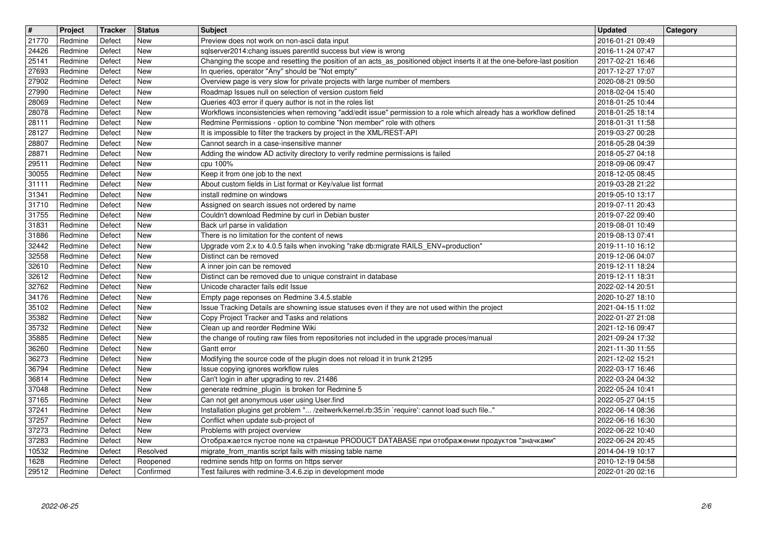| # | Project | Tracker | Status | Subject | Updated | Category |
|---|---|---|---|---|---|---|
| 21770 | Redmine | Defect | New | Preview does not work on non-ascii data input | 2016-01-21 09:49 | |
| 24426 | Redmine | Defect | New | sqlserver2014:chang issues parentId success but view is wrong | 2016-11-24 07:47 | |
| 25141 | Redmine | Defect | New | Changing the scope and resetting the position of an acts_as_positioned object inserts it at the one-before-last position | 2017-02-21 16:46 | |
| 27693 | Redmine | Defect | New | In queries, operator "Any" should be "Not empty" | 2017-12-27 17:07 | |
| 27902 | Redmine | Defect | New | Overview page is very slow for private projects with large number of members | 2020-08-21 09:50 | |
| 27990 | Redmine | Defect | New | Roadmap Issues null on selection of version custom field | 2018-02-04 15:40 | |
| 28069 | Redmine | Defect | New | Queries 403 error if query author is not in the roles list | 2018-01-25 10:44 | |
| 28078 | Redmine | Defect | New | Workflows inconsistencies when removing "add/edit issue" permission to a role which already has a workflow defined | 2018-01-25 18:14 | |
| 28111 | Redmine | Defect | New | Redmine Permissions - option to combine "Non member" role with others | 2018-01-31 11:58 | |
| 28127 | Redmine | Defect | New | It is impossible to filter the trackers by project in the XML/REST-API | 2019-03-27 00:28 | |
| 28807 | Redmine | Defect | New | Cannot search in a case-insensitive manner | 2018-05-28 04:39 | |
| 28871 | Redmine | Defect | New | Adding the window AD activity directory to verify redmine permissions is failed | 2018-05-27 04:18 | |
| 29511 | Redmine | Defect | New | cpu 100% | 2018-09-06 09:47 | |
| 30055 | Redmine | Defect | New | Keep it from one job to the next | 2018-12-05 08:45 | |
| 31111 | Redmine | Defect | New | About custom fields in List format or Key/value list format | 2019-03-28 21:22 | |
| 31341 | Redmine | Defect | New | install redmine on windows | 2019-05-10 13:17 | |
| 31710 | Redmine | Defect | New | Assigned on search issues not ordered by name | 2019-07-11 20:43 | |
| 31755 | Redmine | Defect | New | Couldn't download Redmine by curl in Debian buster | 2019-07-22 09:40 | |
| 31831 | Redmine | Defect | New | Back url parse in validation | 2019-08-01 10:49 | |
| 31886 | Redmine | Defect | New | There is no limitation for the content of news | 2019-08-13 07:41 | |
| 32442 | Redmine | Defect | New | Upgrade vom 2.x to 4.0.5 fails when invoking "rake db:migrate RAILS_ENV=production" | 2019-11-10 16:12 | |
| 32558 | Redmine | Defect | New | Distinct can be removed | 2019-12-06 04:07 | |
| 32610 | Redmine | Defect | New | A inner join can be removed | 2019-12-11 18:24 | |
| 32612 | Redmine | Defect | New | Distinct can be removed due to unique constraint in database | 2019-12-11 18:31 | |
| 32762 | Redmine | Defect | New | Unicode character fails edit Issue | 2022-02-14 20:51 | |
| 34176 | Redmine | Defect | New | Empty page reponses on Redmine 3.4.5.stable | 2020-10-27 18:10 | |
| 35102 | Redmine | Defect | New | Issue Tracking Details are showning issue statuses even if they are not used within the project | 2021-04-15 11:02 | |
| 35382 | Redmine | Defect | New | Copy Project Tracker and Tasks and relations | 2022-01-27 21:08 | |
| 35732 | Redmine | Defect | New | Clean up and reorder Redmine Wiki | 2021-12-16 09:47 | |
| 35885 | Redmine | Defect | New | the change of routing raw files from repositories not included in the upgrade proces/manual | 2021-09-24 17:32 | |
| 36260 | Redmine | Defect | New | Gantt error | 2021-11-30 11:55 | |
| 36273 | Redmine | Defect | New | Modifying the source code of the plugin does not reload it in trunk 21295 | 2021-12-02 15:21 | |
| 36794 | Redmine | Defect | New | Issue copying ignores workflow rules | 2022-03-17 16:46 | |
| 36814 | Redmine | Defect | New | Can't login in after upgrading to rev. 21486 | 2022-03-24 04:32 | |
| 37048 | Redmine | Defect | New | generate redmine_plugin is broken for Redmine 5 | 2022-05-24 10:41 | |
| 37165 | Redmine | Defect | New | Can not get anonymous user using User.find | 2022-05-27 04:15 | |
| 37241 | Redmine | Defect | New | Installation plugins get problem "... /zeitwerk/kernel.rb:35:in `require': cannot load such file.." | 2022-06-14 08:36 | |
| 37257 | Redmine | Defect | New | Conflict when update sub-project of | 2022-06-16 16:30 | |
| 37273 | Redmine | Defect | New | Problems with project overview | 2022-06-22 10:40 | |
| 37283 | Redmine | Defect | New | Отображается пустое поле на странице PRODUCT DATABASE при отображении продуктов "значками" | 2022-06-24 20:45 | |
| 10532 | Redmine | Defect | Resolved | migrate_from_mantis script fails with missing table name | 2014-04-19 10:17 | |
| 1628 | Redmine | Defect | Reopened | redmine sends http on forms on https server | 2010-12-19 04:58 | |
| 29512 | Redmine | Defect | Confirmed | Test failures with redmine-3.4.6.zip in development mode | 2022-01-20 02:16 | |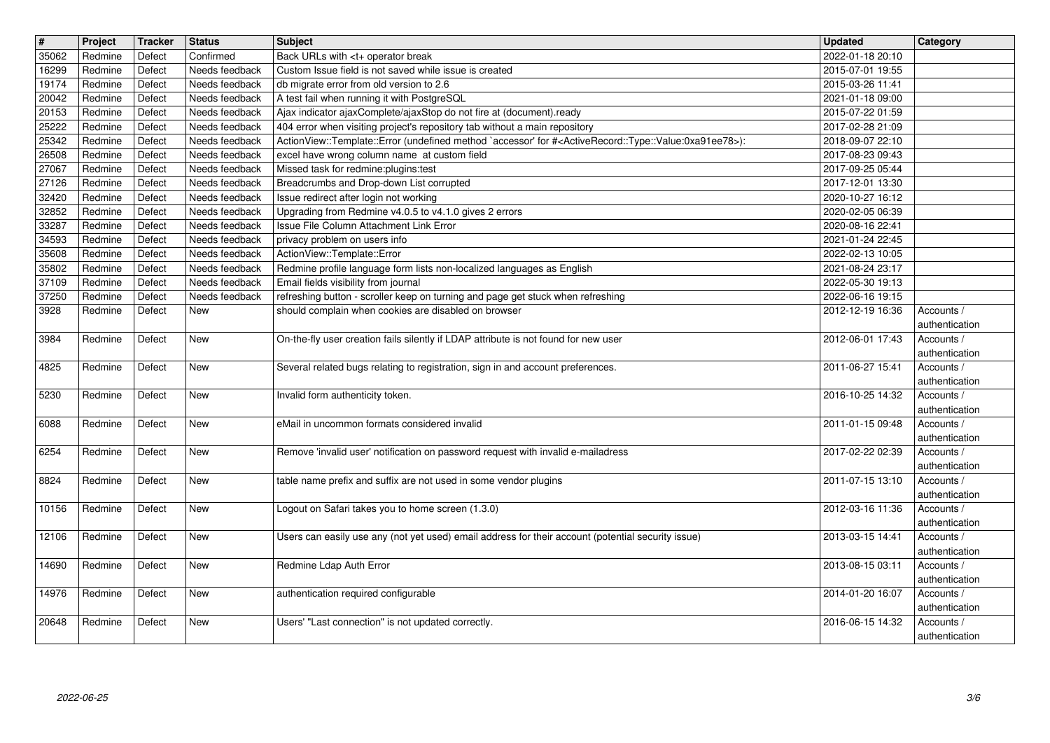| # | Project | Tracker | Status | Subject | Updated | Category |
|---|---|---|---|---|---|---|
| 35062 | Redmine | Defect | Confirmed | Back URLs with <t+ operator break | 2022-01-18 20:10 | |
| 16299 | Redmine | Defect | Needs feedback | Custom Issue field is not saved while issue is created | 2015-07-01 19:55 | |
| 19174 | Redmine | Defect | Needs feedback | db migrate error from old version to 2.6 | 2015-03-26 11:41 | |
| 20042 | Redmine | Defect | Needs feedback | A test fail when running it with PostgreSQL | 2021-01-18 09:00 | |
| 20153 | Redmine | Defect | Needs feedback | Ajax indicator ajaxComplete/ajaxStop do not fire at (document).ready | 2015-07-22 01:59 | |
| 25222 | Redmine | Defect | Needs feedback | 404 error when visiting project's repository tab without a main repository | 2017-02-28 21:09 | |
| 25342 | Redmine | Defect | Needs feedback | ActionView::Template::Error (undefined method `accessor' for #<ActiveRecord::Type::Value:0xa91ee78>): | 2018-09-07 22:10 | |
| 26508 | Redmine | Defect | Needs feedback | excel have wrong column name at custom field | 2017-08-23 09:43 | |
| 27067 | Redmine | Defect | Needs feedback | Missed task for redmine:plugins:test | 2017-09-25 05:44 | |
| 27126 | Redmine | Defect | Needs feedback | Breadcrumbs and Drop-down List corrupted | 2017-12-01 13:30 | |
| 32420 | Redmine | Defect | Needs feedback | Issue redirect after login not working | 2020-10-27 16:12 | |
| 32852 | Redmine | Defect | Needs feedback | Upgrading from Redmine v4.0.5 to v4.1.0 gives 2 errors | 2020-02-05 06:39 | |
| 33287 | Redmine | Defect | Needs feedback | Issue File Column Attachment Link Error | 2020-08-16 22:41 | |
| 34593 | Redmine | Defect | Needs feedback | privacy problem on users info | 2021-01-24 22:45 | |
| 35608 | Redmine | Defect | Needs feedback | ActionView::Template::Error | 2022-02-13 10:05 | |
| 35802 | Redmine | Defect | Needs feedback | Redmine profile language form lists non-localized languages as English | 2021-08-24 23:17 | |
| 37109 | Redmine | Defect | Needs feedback | Email fields visibility from journal | 2022-05-30 19:13 | |
| 37250 | Redmine | Defect | Needs feedback | refreshing button - scroller keep on turning and page get stuck when refreshing | 2022-06-16 19:15 | |
| 3928 | Redmine | Defect | New | should complain when cookies are disabled on browser | 2012-12-19 16:36 | Accounts / authentication |
| 3984 | Redmine | Defect | New | On-the-fly user creation fails silently if LDAP attribute is not found for new user | 2012-06-01 17:43 | Accounts / authentication |
| 4825 | Redmine | Defect | New | Several related bugs relating to registration, sign in and account preferences. | 2011-06-27 15:41 | Accounts / authentication |
| 5230 | Redmine | Defect | New | Invalid form authenticity token. | 2016-10-25 14:32 | Accounts / authentication |
| 6088 | Redmine | Defect | New | eMail in uncommon formats considered invalid | 2011-01-15 09:48 | Accounts / authentication |
| 6254 | Redmine | Defect | New | Remove 'invalid user' notification on password request with invalid e-mailadress | 2017-02-22 02:39 | Accounts / authentication |
| 8824 | Redmine | Defect | New | table name prefix and suffix are not used in some vendor plugins | 2011-07-15 13:10 | Accounts / authentication |
| 10156 | Redmine | Defect | New | Logout on Safari takes you to home screen (1.3.0) | 2012-03-16 11:36 | Accounts / authentication |
| 12106 | Redmine | Defect | New | Users can easily use any (not yet used) email address for their account (potential security issue) | 2013-03-15 14:41 | Accounts / authentication |
| 14690 | Redmine | Defect | New | Redmine Ldap Auth Error | 2013-08-15 03:11 | Accounts / authentication |
| 14976 | Redmine | Defect | New | authentication required configurable | 2014-01-20 16:07 | Accounts / authentication |
| 20648 | Redmine | Defect | New | Users' "Last connection" is not updated correctly. | 2016-06-15 14:32 | Accounts / authentication |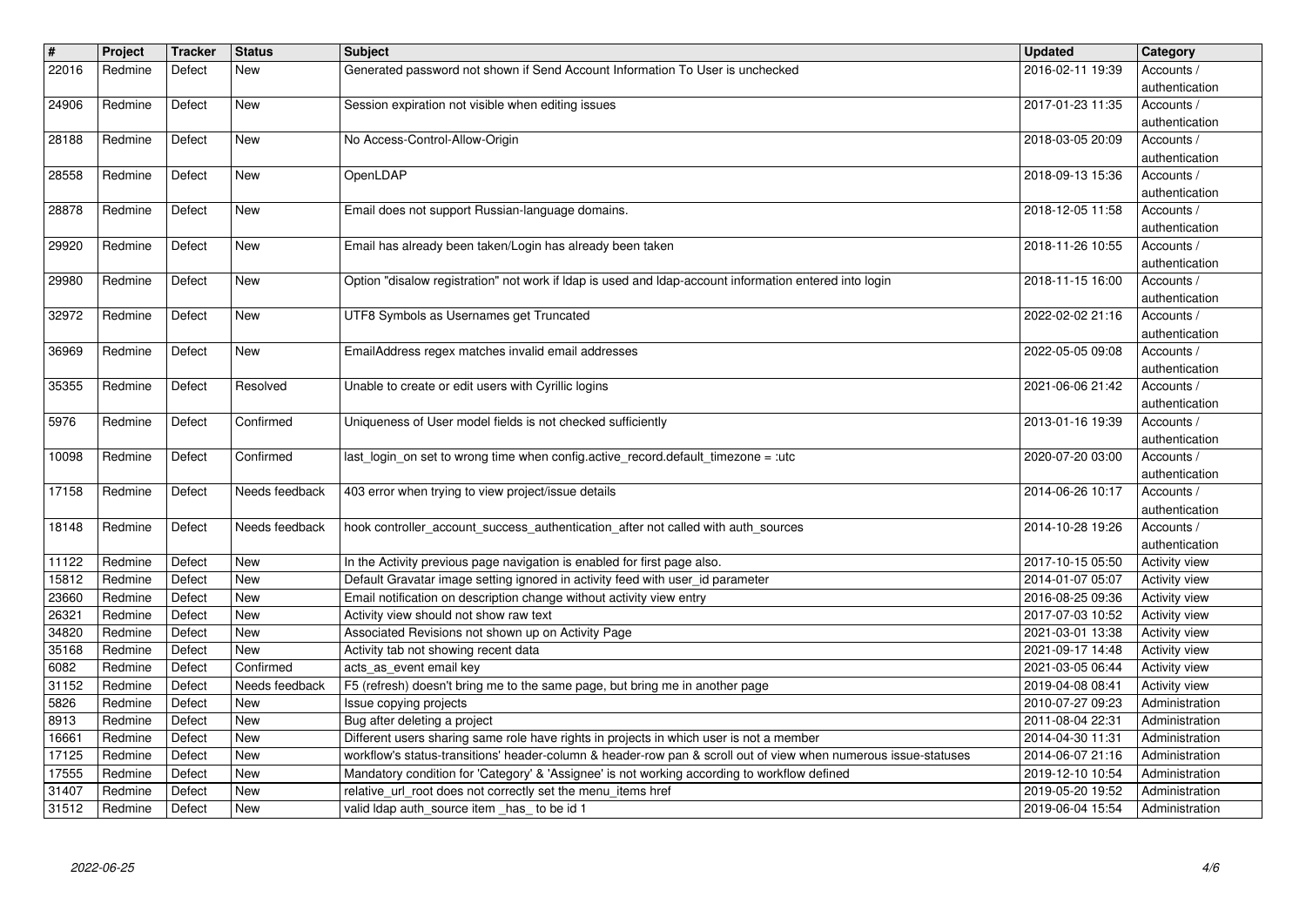| # | Project | Tracker | Status | Subject | Updated | Category |
| --- | --- | --- | --- | --- | --- | --- |
| 22016 | Redmine | Defect | New | Generated password not shown if Send Account Information To User is unchecked | 2016-02-11 19:39 | Accounts / authentication |
| 24906 | Redmine | Defect | New | Session expiration not visible when editing issues | 2017-01-23 11:35 | Accounts / authentication |
| 28188 | Redmine | Defect | New | No Access-Control-Allow-Origin | 2018-03-05 20:09 | Accounts / authentication |
| 28558 | Redmine | Defect | New | OpenLDAP | 2018-09-13 15:36 | Accounts / authentication |
| 28878 | Redmine | Defect | New | Email does not support Russian-language domains. | 2018-12-05 11:58 | Accounts / authentication |
| 29920 | Redmine | Defect | New | Email has already been taken/Login has already been taken | 2018-11-26 10:55 | Accounts / authentication |
| 29980 | Redmine | Defect | New | Option "disalow registration" not work if ldap is used and ldap-account information entered into login | 2018-11-15 16:00 | Accounts / authentication |
| 32972 | Redmine | Defect | New | UTF8 Symbols as Usernames get Truncated | 2022-02-02 21:16 | Accounts / authentication |
| 36969 | Redmine | Defect | New | EmailAddress regex matches invalid email addresses | 2022-05-05 09:08 | Accounts / authentication |
| 35355 | Redmine | Defect | Resolved | Unable to create or edit users with Cyrillic logins | 2021-06-06 21:42 | Accounts / authentication |
| 5976 | Redmine | Defect | Confirmed | Uniqueness of User model fields is not checked sufficiently | 2013-01-16 19:39 | Accounts / authentication |
| 10098 | Redmine | Defect | Confirmed | last_login_on set to wrong time when config.active_record.default_timezone = :utc | 2020-07-20 03:00 | Accounts / authentication |
| 17158 | Redmine | Defect | Needs feedback | 403 error when trying to view project/issue details | 2014-06-26 10:17 | Accounts / authentication |
| 18148 | Redmine | Defect | Needs feedback | hook controller_account_success_authentication_after not called with auth_sources | 2014-10-28 19:26 | Accounts / authentication |
| 11122 | Redmine | Defect | New | In the Activity previous page navigation is enabled for first page also. | 2017-10-15 05:50 | Activity view |
| 15812 | Redmine | Defect | New | Default Gravatar image setting ignored in activity feed with user_id parameter | 2014-01-07 05:07 | Activity view |
| 23660 | Redmine | Defect | New | Email notification on description change without activity view entry | 2016-08-25 09:36 | Activity view |
| 26321 | Redmine | Defect | New | Activity view should not show raw text | 2017-07-03 10:52 | Activity view |
| 34820 | Redmine | Defect | New | Associated Revisions not shown up on Activity Page | 2021-03-01 13:38 | Activity view |
| 35168 | Redmine | Defect | New | Activity tab not showing recent data | 2021-09-17 14:48 | Activity view |
| 6082 | Redmine | Defect | Confirmed | acts_as_event email key | 2021-03-05 06:44 | Activity view |
| 31152 | Redmine | Defect | Needs feedback | F5 (refresh) doesn't bring me to the same page, but bring me in another page | 2019-04-08 08:41 | Activity view |
| 5826 | Redmine | Defect | New | Issue copying projects | 2010-07-27 09:23 | Administration |
| 8913 | Redmine | Defect | New | Bug after deleting a project | 2011-08-04 22:31 | Administration |
| 16661 | Redmine | Defect | New | Different users sharing same role have rights in projects in which user is not a member | 2014-04-30 11:31 | Administration |
| 17125 | Redmine | Defect | New | workflow's status-transitions' header-column & header-row pan & scroll out of view when numerous issue-statuses | 2014-06-07 21:16 | Administration |
| 17555 | Redmine | Defect | New | Mandatory condition for 'Category' & 'Assignee' is not working according to workflow defined | 2019-12-10 10:54 | Administration |
| 31407 | Redmine | Defect | New | relative_url_root does not correctly set the menu_items href | 2019-05-20 19:52 | Administration |
| 31512 | Redmine | Defect | New | valid ldap auth_source item _has_ to be id 1 | 2019-06-04 15:54 | Administration |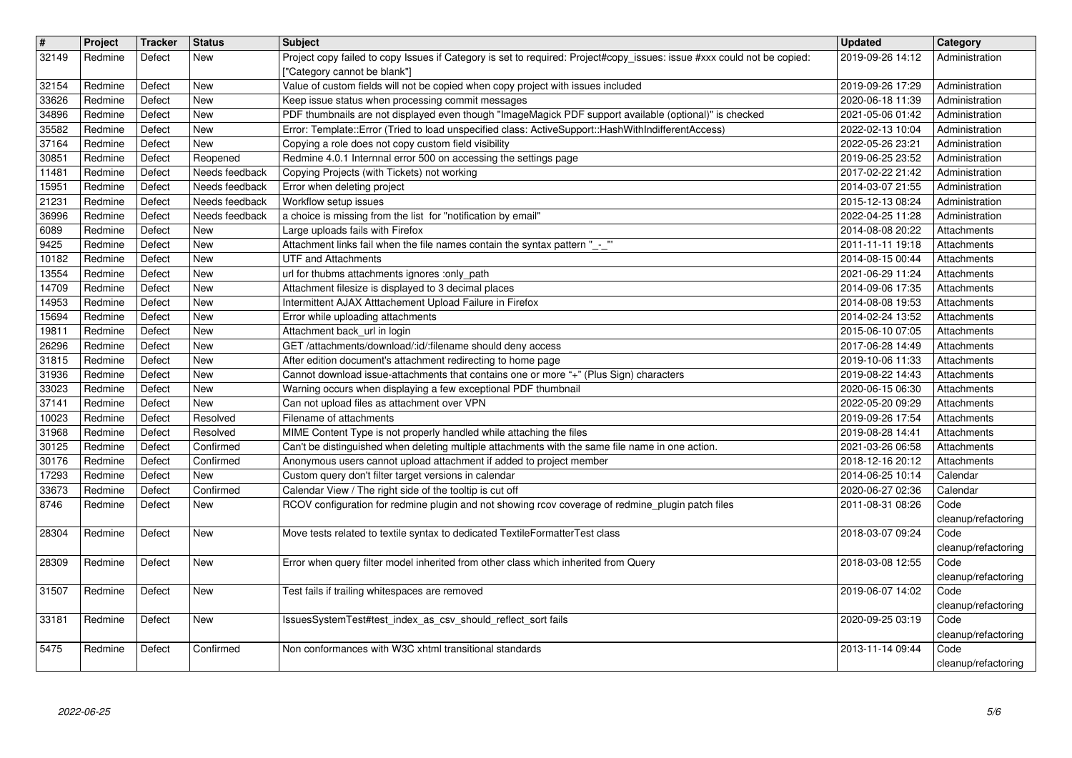| # | Project | Tracker | Status | Subject | Updated | Category |
|---|---|---|---|---|---|---|
| 32149 | Redmine | Defect | New | Project copy failed to copy Issues if Category is set to required: Project#copy_issues: issue #xxx could not be copied: ["Category cannot be blank"] | 2019-09-26 14:12 | Administration |
| 32154 | Redmine | Defect | New | Value of custom fields will not be copied when copy project with issues included | 2019-09-26 17:29 | Administration |
| 33626 | Redmine | Defect | New | Keep issue status when processing commit messages | 2020-06-18 11:39 | Administration |
| 34896 | Redmine | Defect | New | PDF thumbnails are not displayed even though "ImageMagick PDF support available (optional)" is checked | 2021-05-06 01:42 | Administration |
| 35582 | Redmine | Defect | New | Error: Template::Error (Tried to load unspecified class: ActiveSupport::HashWithIndifferentAccess) | 2022-02-13 10:04 | Administration |
| 37164 | Redmine | Defect | New | Copying a role does not copy custom field visibility | 2022-05-26 23:21 | Administration |
| 30851 | Redmine | Defect | Reopened | Redmine 4.0.1 Internnal error 500 on accessing the settings page | 2019-06-25 23:52 | Administration |
| 11481 | Redmine | Defect | Needs feedback | Copying Projects (with Tickets) not working | 2017-02-22 21:42 | Administration |
| 15951 | Redmine | Defect | Needs feedback | Error when deleting project | 2014-03-07 21:55 | Administration |
| 21231 | Redmine | Defect | Needs feedback | Workflow setup issues | 2015-12-13 08:24 | Administration |
| 36996 | Redmine | Defect | Needs feedback | a choice is missing from the list for "notification by email" | 2022-04-25 11:28 | Administration |
| 6089 | Redmine | Defect | New | Large uploads fails with Firefox | 2014-08-08 20:22 | Attachments |
| 9425 | Redmine | Defect | New | Attachment links fail when the file names contain the syntax pattern "_-_"' | 2011-11-11 19:18 | Attachments |
| 10182 | Redmine | Defect | New | UTF and Attachments | 2014-08-15 00:44 | Attachments |
| 13554 | Redmine | Defect | New | url for thubms attachments ignores :only_path | 2021-06-29 11:24 | Attachments |
| 14709 | Redmine | Defect | New | Attachment filesize is displayed to 3 decimal places | 2014-09-06 17:35 | Attachments |
| 14953 | Redmine | Defect | New | Intermittent AJAX Atttachement Upload Failure in Firefox | 2014-08-08 19:53 | Attachments |
| 15694 | Redmine | Defect | New | Error while uploading attachments | 2014-02-24 13:52 | Attachments |
| 19811 | Redmine | Defect | New | Attachment back_url in login | 2015-06-10 07:05 | Attachments |
| 26296 | Redmine | Defect | New | GET /attachments/download/:id/:filename should deny access | 2017-06-28 14:49 | Attachments |
| 31815 | Redmine | Defect | New | After edition document's attachment redirecting to home page | 2019-10-06 11:33 | Attachments |
| 31936 | Redmine | Defect | New | Cannot download issue-attachments that contains one or more "+" (Plus Sign) characters | 2019-08-22 14:43 | Attachments |
| 33023 | Redmine | Defect | New | Warning occurs when displaying a few exceptional PDF thumbnail | 2020-06-15 06:30 | Attachments |
| 37141 | Redmine | Defect | New | Can not upload files as attachment over VPN | 2022-05-20 09:29 | Attachments |
| 10023 | Redmine | Defect | Resolved | Filename of attachments | 2019-09-26 17:54 | Attachments |
| 31968 | Redmine | Defect | Resolved | MIME Content Type is not properly handled while attaching the files | 2019-08-28 14:41 | Attachments |
| 30125 | Redmine | Defect | Confirmed | Can't be distinguished when deleting multiple attachments with the same file name in one action. | 2021-03-26 06:58 | Attachments |
| 30176 | Redmine | Defect | Confirmed | Anonymous users cannot upload attachment if added to project member | 2018-12-16 20:12 | Attachments |
| 17293 | Redmine | Defect | New | Custom query don't filter target versions in calendar | 2014-06-25 10:14 | Calendar |
| 33673 | Redmine | Defect | Confirmed | Calendar View / The right side of the tooltip is cut off | 2020-06-27 02:36 | Calendar |
| 8746 | Redmine | Defect | New | RCOV configuration for redmine plugin and not showing rcov coverage of redmine_plugin patch files | 2011-08-31 08:26 | Code cleanup/refactoring |
| 28304 | Redmine | Defect | New | Move tests related to textile syntax to dedicated TextileFormatterTest class | 2018-03-07 09:24 | Code cleanup/refactoring |
| 28309 | Redmine | Defect | New | Error when query filter model inherited from other class which inherited from Query | 2018-03-08 12:55 | Code cleanup/refactoring |
| 31507 | Redmine | Defect | New | Test fails if trailing whitespaces are removed | 2019-06-07 14:02 | Code cleanup/refactoring |
| 33181 | Redmine | Defect | New | IssuesSystemTest#test_index_as_csv_should_reflect_sort fails | 2020-09-25 03:19 | Code cleanup/refactoring |
| 5475 | Redmine | Defect | Confirmed | Non conformances with W3C xhtml transitional standards | 2013-11-14 09:44 | Code cleanup/refactoring |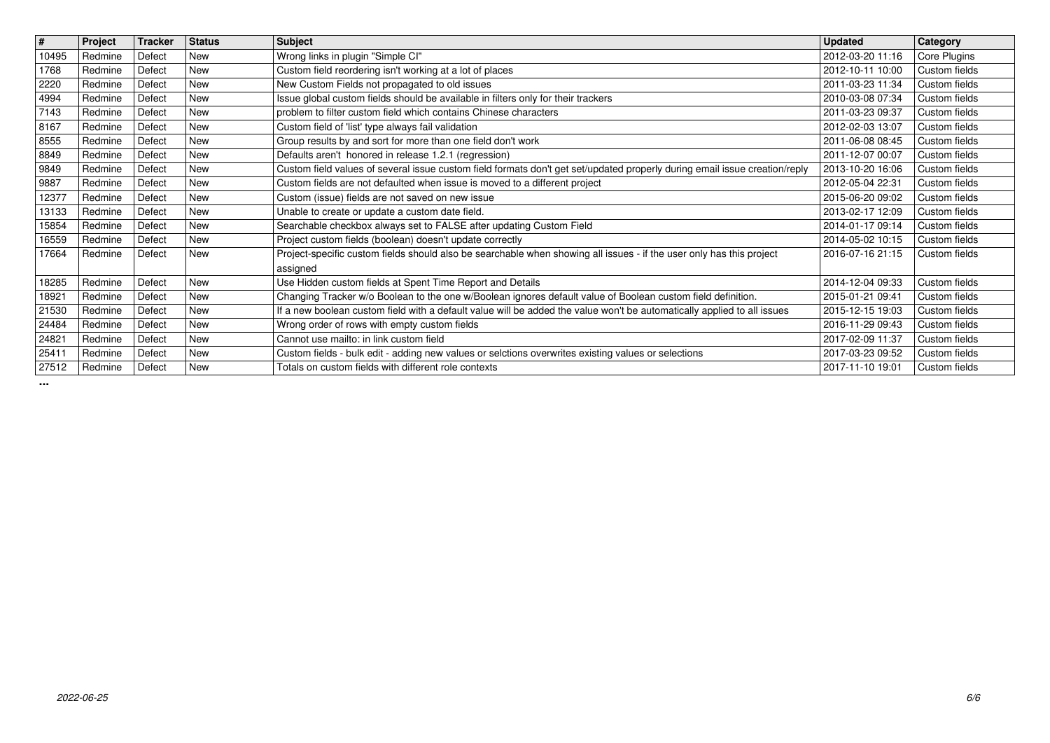| # | Project | Tracker | Status | Subject | Updated | Category |
|---|---|---|---|---|---|---|
| 10495 | Redmine | Defect | New | Wrong links in plugin "Simple CI" | 2012-03-20 11:16 | Core Plugins |
| 1768 | Redmine | Defect | New | Custom field reordering isn't working at a lot of places | 2012-10-11 10:00 | Custom fields |
| 2220 | Redmine | Defect | New | New Custom Fields not propagated to old issues | 2011-03-23 11:34 | Custom fields |
| 4994 | Redmine | Defect | New | Issue global custom fields should be available in filters only for their trackers | 2010-03-08 07:34 | Custom fields |
| 7143 | Redmine | Defect | New | problem to filter custom field which contains Chinese characters | 2011-03-23 09:37 | Custom fields |
| 8167 | Redmine | Defect | New | Custom field of 'list' type always fail validation | 2012-02-03 13:07 | Custom fields |
| 8555 | Redmine | Defect | New | Group results by and sort for more than one field don't work | 2011-06-08 08:45 | Custom fields |
| 8849 | Redmine | Defect | New | Defaults aren't honored in release 1.2.1 (regression) | 2011-12-07 00:07 | Custom fields |
| 9849 | Redmine | Defect | New | Custom field values of several issue custom field formats don't get set/updated properly during email issue creation/reply | 2013-10-20 16:06 | Custom fields |
| 9887 | Redmine | Defect | New | Custom fields are not defaulted when issue is moved to a different project | 2012-05-04 22:31 | Custom fields |
| 12377 | Redmine | Defect | New | Custom (issue) fields are not saved on new issue | 2015-06-20 09:02 | Custom fields |
| 13133 | Redmine | Defect | New | Unable to create or update a custom date field. | 2013-02-17 12:09 | Custom fields |
| 15854 | Redmine | Defect | New | Searchable checkbox always set to FALSE after updating Custom Field | 2014-01-17 09:14 | Custom fields |
| 16559 | Redmine | Defect | New | Project custom fields (boolean) doesn't update correctly | 2014-05-02 10:15 | Custom fields |
| 17664 | Redmine | Defect | New | Project-specific custom fields should also be searchable when showing all issues - if the user only has this project assigned | 2016-07-16 21:15 | Custom fields |
| 18285 | Redmine | Defect | New | Use Hidden custom fields at Spent Time Report and Details | 2014-12-04 09:33 | Custom fields |
| 18921 | Redmine | Defect | New | Changing Tracker w/o Boolean to the one w/Boolean ignores default value of Boolean custom field definition. | 2015-01-21 09:41 | Custom fields |
| 21530 | Redmine | Defect | New | If a new boolean custom field with a default value will be added the value won't be automatically applied to all issues | 2015-12-15 19:03 | Custom fields |
| 24484 | Redmine | Defect | New | Wrong order of rows with empty custom fields | 2016-11-29 09:43 | Custom fields |
| 24821 | Redmine | Defect | New | Cannot use mailto: in link custom field | 2017-02-09 11:37 | Custom fields |
| 25411 | Redmine | Defect | New | Custom fields - bulk edit - adding new values or selctions overwrites existing values or selections | 2017-03-23 09:52 | Custom fields |
| 27512 | Redmine | Defect | New | Totals on custom fields with different role contexts | 2017-11-10 19:01 | Custom fields |

...